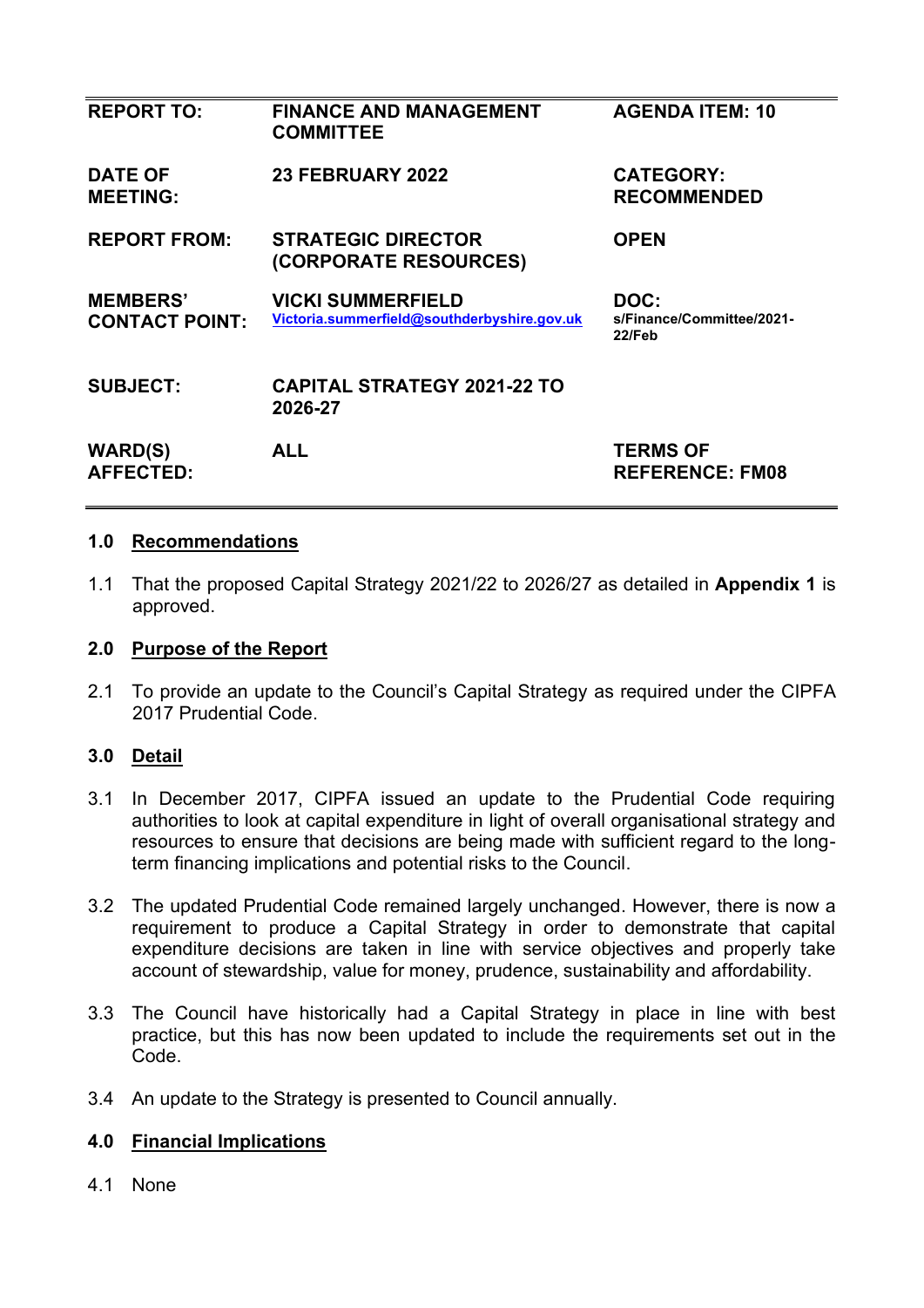| REPORT TO: | FINANCE AND MANAGEMENT COMMITTEE | AGENDA ITEM: 10 |
|---|---|---|
| DATE OF MEETING: | 23 FEBRUARY 2022 | CATEGORY: RECOMMENDED |
| REPORT FROM: | STRATEGIC DIRECTOR (CORPORATE RESOURCES) | OPEN |
| MEMBERS' CONTACT POINT: | VICKI SUMMERFIELD Victoria.summerfield@southderbyshire.gov.uk | DOC: s/Finance/Committee/2021-22/Feb |
| SUBJECT: | CAPITAL STRATEGY 2021-22 TO 2026-27 | |
| WARD(S) AFFECTED: | ALL | TERMS OF REFERENCE: FM08 |

## 1.0 Recommendations

1.1 That the proposed Capital Strategy 2021/22 to 2026/27 as detailed in **Appendix 1** is approved.

## 2.0 Purpose of the Report

2.1 To provide an update to the Council's Capital Strategy as required under the CIPFA 2017 Prudential Code.

## 3.0 Detail

3.1 In December 2017, CIPFA issued an update to the Prudential Code requiring authorities to look at capital expenditure in light of overall organisational strategy and resources to ensure that decisions are being made with sufficient regard to the long-term financing implications and potential risks to the Council.

3.2 The updated Prudential Code remained largely unchanged. However, there is now a requirement to produce a Capital Strategy in order to demonstrate that capital expenditure decisions are taken in line with service objectives and properly take account of stewardship, value for money, prudence, sustainability and affordability.

3.3 The Council have historically had a Capital Strategy in place in line with best practice, but this has now been updated to include the requirements set out in the Code.

3.4 An update to the Strategy is presented to Council annually.

## 4.0 Financial Implications

4.1 None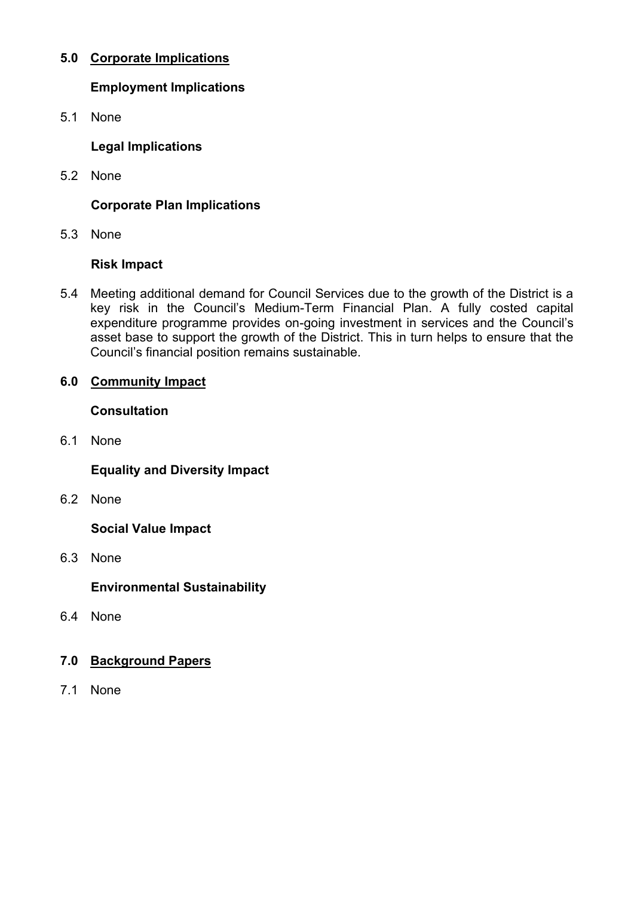## 5.0 Corporate Implications

### Employment Implications

5.1 None

### Legal Implications

5.2 None

### Corporate Plan Implications

5.3 None

### Risk Impact

5.4 Meeting additional demand for Council Services due to the growth of the District is a key risk in the Council's Medium-Term Financial Plan. A fully costed capital expenditure programme provides on-going investment in services and the Council's asset base to support the growth of the District. This in turn helps to ensure that the Council's financial position remains sustainable.

## 6.0 Community Impact

### Consultation

6.1 None

### Equality and Diversity Impact

6.2 None

### Social Value Impact

6.3 None

### Environmental Sustainability

6.4 None

## 7.0 Background Papers

7.1 None